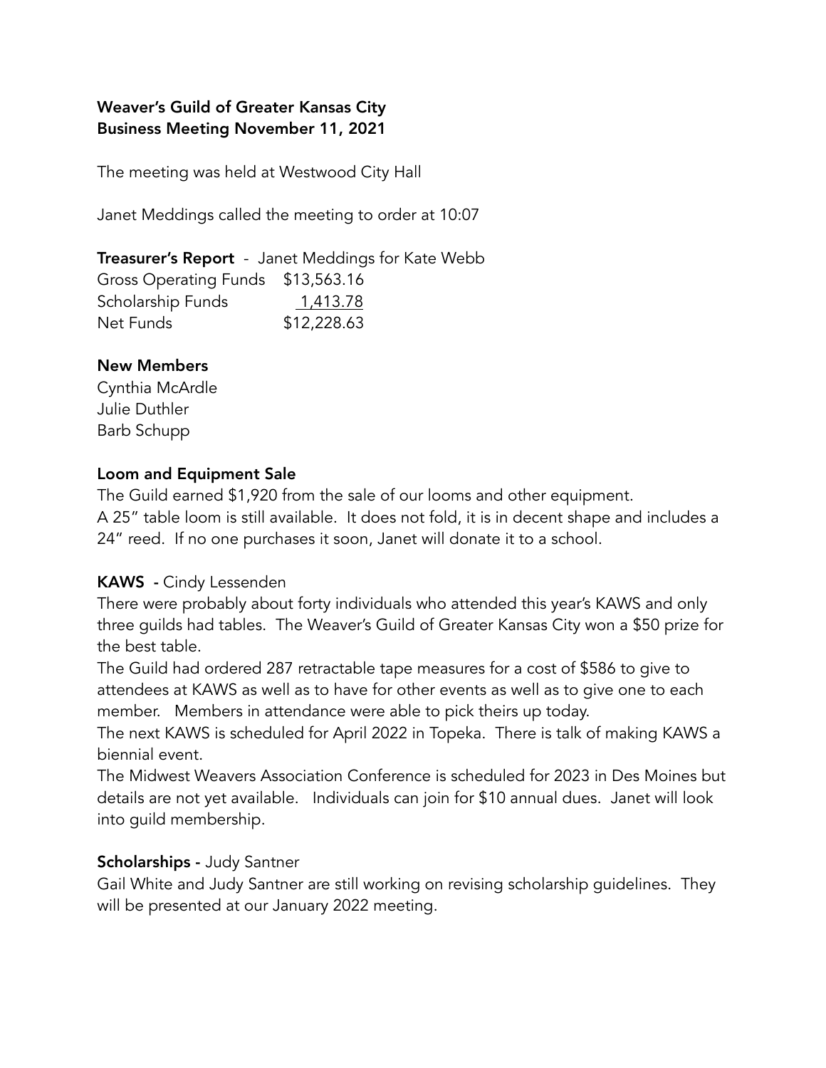**Weaver's Guild of Greater Kansas City**
**Business Meeting November 11, 2021**

The meeting was held at Westwood City Hall

Janet Meddings called the meeting to order at 10:07

**Treasurer's Report** - Janet Meddings for Kate Webb

| | |
|---|---|
| Gross Operating Funds | $13,563.16 |
| Scholarship Funds | 1,413.78 |
| Net Funds | $12,228.63 |

**New Members**
Cynthia McArdle
Julie Duthler
Barb Schupp

**Loom and Equipment Sale**
The Guild earned $1,920 from the sale of our looms and other equipment.
A 25" table loom is still available. It does not fold, it is in decent shape and includes a 24" reed. If no one purchases it soon, Janet will donate it to a school.

**KAWS** - Cindy Lessenden
There were probably about forty individuals who attended this year's KAWS and only three guilds had tables. The Weaver's Guild of Greater Kansas City won a $50 prize for the best table.
The Guild had ordered 287 retractable tape measures for a cost of $586 to give to attendees at KAWS as well as to have for other events as well as to give one to each member. Members in attendance were able to pick theirs up today.
The next KAWS is scheduled for April 2022 in Topeka. There is talk of making KAWS a biennial event.
The Midwest Weavers Association Conference is scheduled for 2023 in Des Moines but details are not yet available. Individuals can join for $10 annual dues. Janet will look into guild membership.

**Scholarships** - Judy Santner
Gail White and Judy Santner are still working on revising scholarship guidelines. They will be presented at our January 2022 meeting.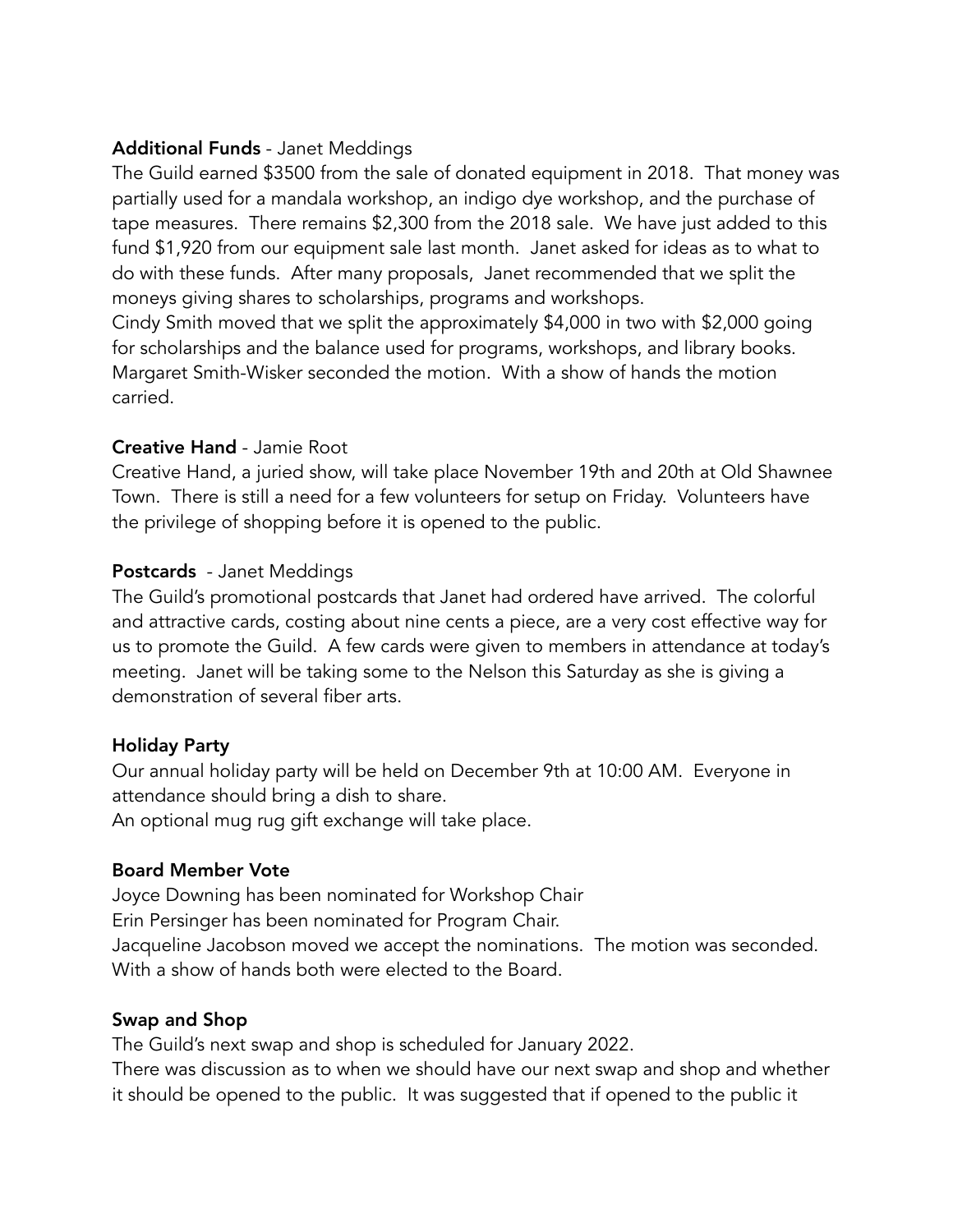**Additional Funds** - Janet Meddings

The Guild earned $3500 from the sale of donated equipment in 2018. That money was partially used for a mandala workshop, an indigo dye workshop, and the purchase of tape measures. There remains $2,300 from the 2018 sale. We have just added to this fund $1,920 from our equipment sale last month. Janet asked for ideas as to what to do with these funds. After many proposals, Janet recommended that we split the moneys giving shares to scholarships, programs and workshops.

Cindy Smith moved that we split the approximately $4,000 in two with $2,000 going for scholarships and the balance used for programs, workshops, and library books. Margaret Smith-Wisker seconded the motion. With a show of hands the motion carried.

**Creative Hand** - Jamie Root

Creative Hand, a juried show, will take place November 19th and 20th at Old Shawnee Town. There is still a need for a few volunteers for setup on Friday. Volunteers have the privilege of shopping before it is opened to the public.

**Postcards** - Janet Meddings

The Guild's promotional postcards that Janet had ordered have arrived. The colorful and attractive cards, costing about nine cents a piece, are a very cost effective way for us to promote the Guild. A few cards were given to members in attendance at today's meeting. Janet will be taking some to the Nelson this Saturday as she is giving a demonstration of several fiber arts.

**Holiday Party**

Our annual holiday party will be held on December 9th at 10:00 AM. Everyone in attendance should bring a dish to share.

An optional mug rug gift exchange will take place.

**Board Member Vote**

Joyce Downing has been nominated for Workshop Chair

Erin Persinger has been nominated for Program Chair.

Jacqueline Jacobson moved we accept the nominations. The motion was seconded. With a show of hands both were elected to the Board.

**Swap and Shop**

The Guild's next swap and shop is scheduled for January 2022.

There was discussion as to when we should have our next swap and shop and whether it should be opened to the public. It was suggested that if opened to the public it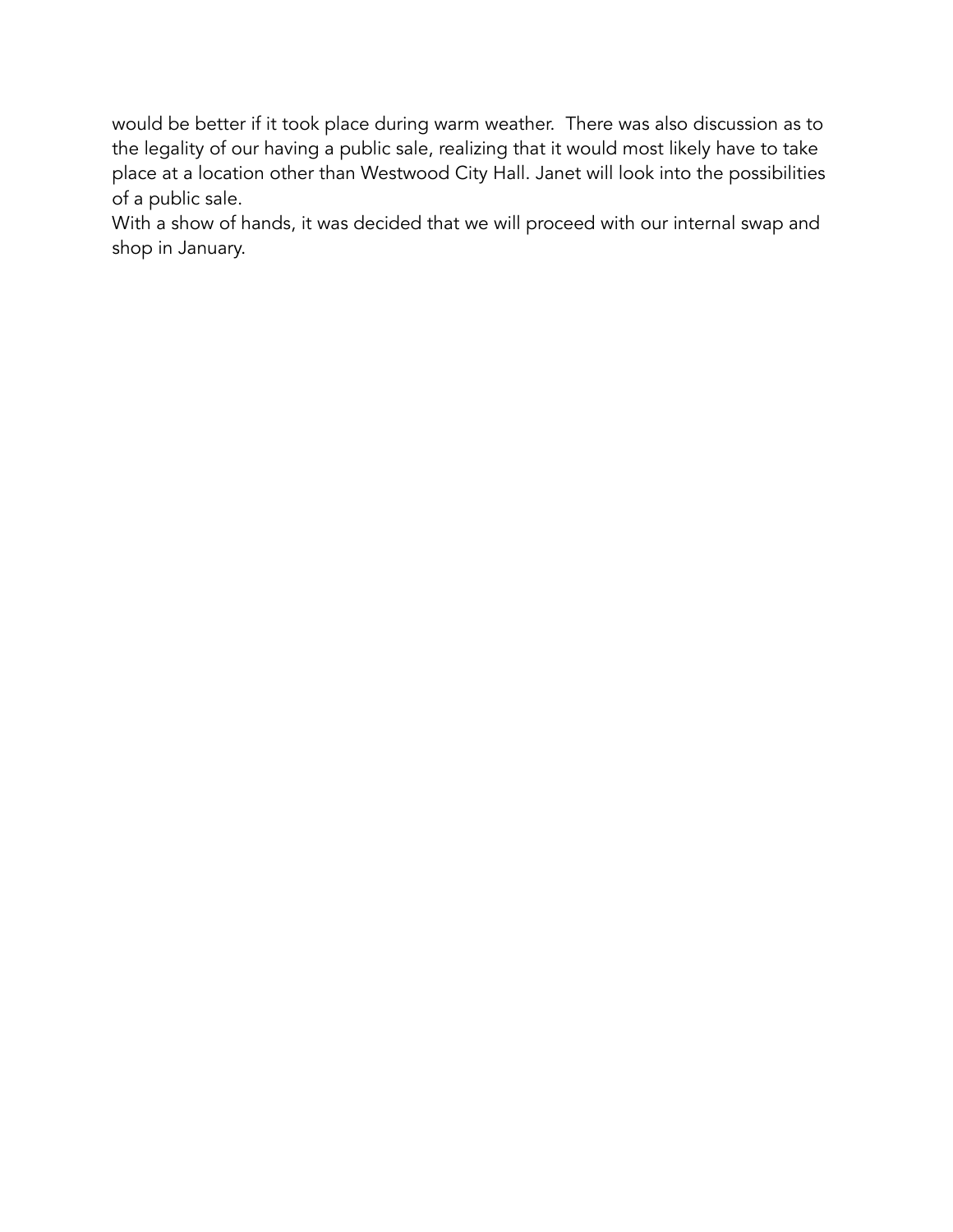would be better if it took place during warm weather. There was also discussion as to the legality of our having a public sale, realizing that it would most likely have to take place at a location other than Westwood City Hall. Janet will look into the possibilities of a public sale.

With a show of hands, it was decided that we will proceed with our internal swap and shop in January.